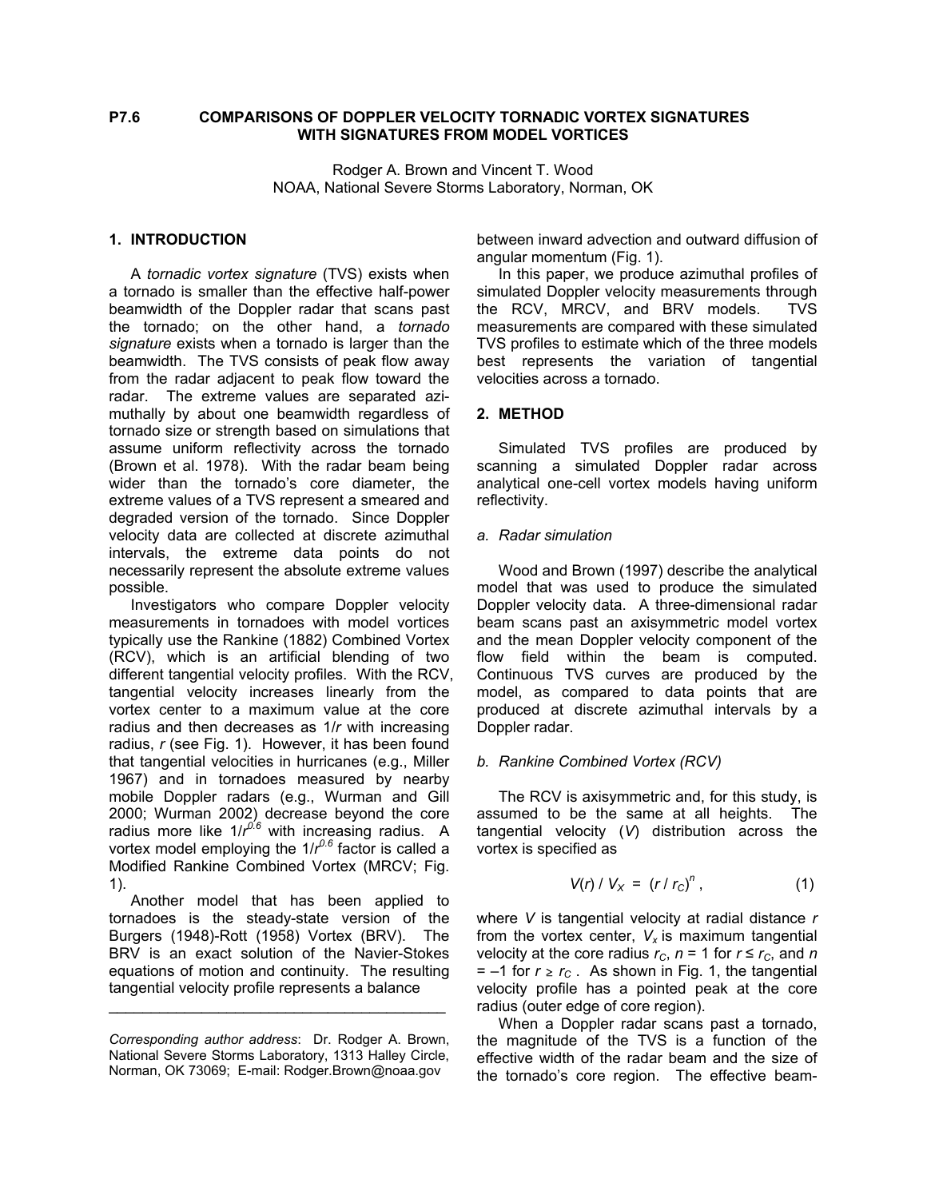# P7.6 COMPARISONS OF DOPPLER VELOCITY TORNADIC VORTEX SIGNATURES WITH SIGNATURES FROM MODEL VORTICES

Rodger A. Brown and Vincent T. Wood
NOAA, National Severe Storms Laboratory, Norman, OK

## 1. INTRODUCTION

A *tornadic vortex signature* (TVS) exists when a tornado is smaller than the effective half-power beamwidth of the Doppler radar that scans past the tornado; on the other hand, a *tornado signature* exists when a tornado is larger than the beamwidth. The TVS consists of peak flow away from the radar adjacent to peak flow toward the radar. The extreme values are separated azimuthally by about one beamwidth regardless of tornado size or strength based on simulations that assume uniform reflectivity across the tornado (Brown et al. 1978). With the radar beam being wider than the tornado's core diameter, the extreme values of a TVS represent a smeared and degraded version of the tornado. Since Doppler velocity data are collected at discrete azimuthal intervals, the extreme data points do not necessarily represent the absolute extreme values possible.

Investigators who compare Doppler velocity measurements in tornadoes with model vortices typically use the Rankine (1882) Combined Vortex (RCV), which is an artificial blending of two different tangential velocity profiles. With the RCV, tangential velocity increases linearly from the vortex center to a maximum value at the core radius and then decreases as $1/r$ with increasing radius, $r$ (see Fig. 1). However, it has been found that tangential velocities in hurricanes (e.g., Miller 1967) and in tornadoes measured by nearby mobile Doppler radars (e.g., Wurman and Gill 2000; Wurman 2002) decrease beyond the core radius more like $1/r^{0.6}$ with increasing radius. A vortex model employing the $1/r^{0.6}$ factor is called a Modified Rankine Combined Vortex (MRCV; Fig. 1).

Another model that has been applied to tornadoes is the steady-state version of the Burgers (1948)-Rott (1958) Vortex (BRV). The BRV is an exact solution of the Navier-Stokes equations of motion and continuity. The resulting tangential velocity profile represents a balance between inward advection and outward diffusion of angular momentum (Fig. 1).

In this paper, we produce azimuthal profiles of simulated Doppler velocity measurements through the RCV, MRCV, and BRV models. TVS measurements are compared with these simulated TVS profiles to estimate which of the three models best represents the variation of tangential velocities across a tornado.

---

*Corresponding author address*: Dr. Rodger A. Brown, National Severe Storms Laboratory, 1313 Halley Circle, Norman, OK 73069; E-mail: Rodger.Brown@noaa.gov

## 2. METHOD

Simulated TVS profiles are produced by scanning a simulated Doppler radar across analytical one-cell vortex models having uniform reflectivity.

### *a. Radar simulation*

Wood and Brown (1997) describe the analytical model that was used to produce the simulated Doppler velocity data. A three-dimensional radar beam scans past an axisymmetric model vortex and the mean Doppler velocity component of the flow field within the beam is computed. Continuous TVS curves are produced by the model, as compared to data points that are produced at discrete azimuthal intervals by a Doppler radar.

### *b. Rankine Combined Vortex (RCV)*

The RCV is axisymmetric and, for this study, is assumed to be the same at all heights. The tangential velocity ($V$) distribution across the vortex is specified as

$$V(r)\ /\ V_X \ = \ (r\ /\ r_C)^n\ , \qquad (1)$$

where $V$ is tangential velocity at radial distance $r$ from the vortex center, $V_x$ is maximum tangential velocity at the core radius $r_C$, $n = 1$ for $r \le r_C$, and $n = -1$ for $r \ge r_C$. As shown in Fig. 1, the tangential velocity profile has a pointed peak at the core radius (outer edge of core region).

When a Doppler radar scans past a tornado, the magnitude of the TVS is a function of the effective width of the radar beam and the size of the tornado's core region. The effective beam-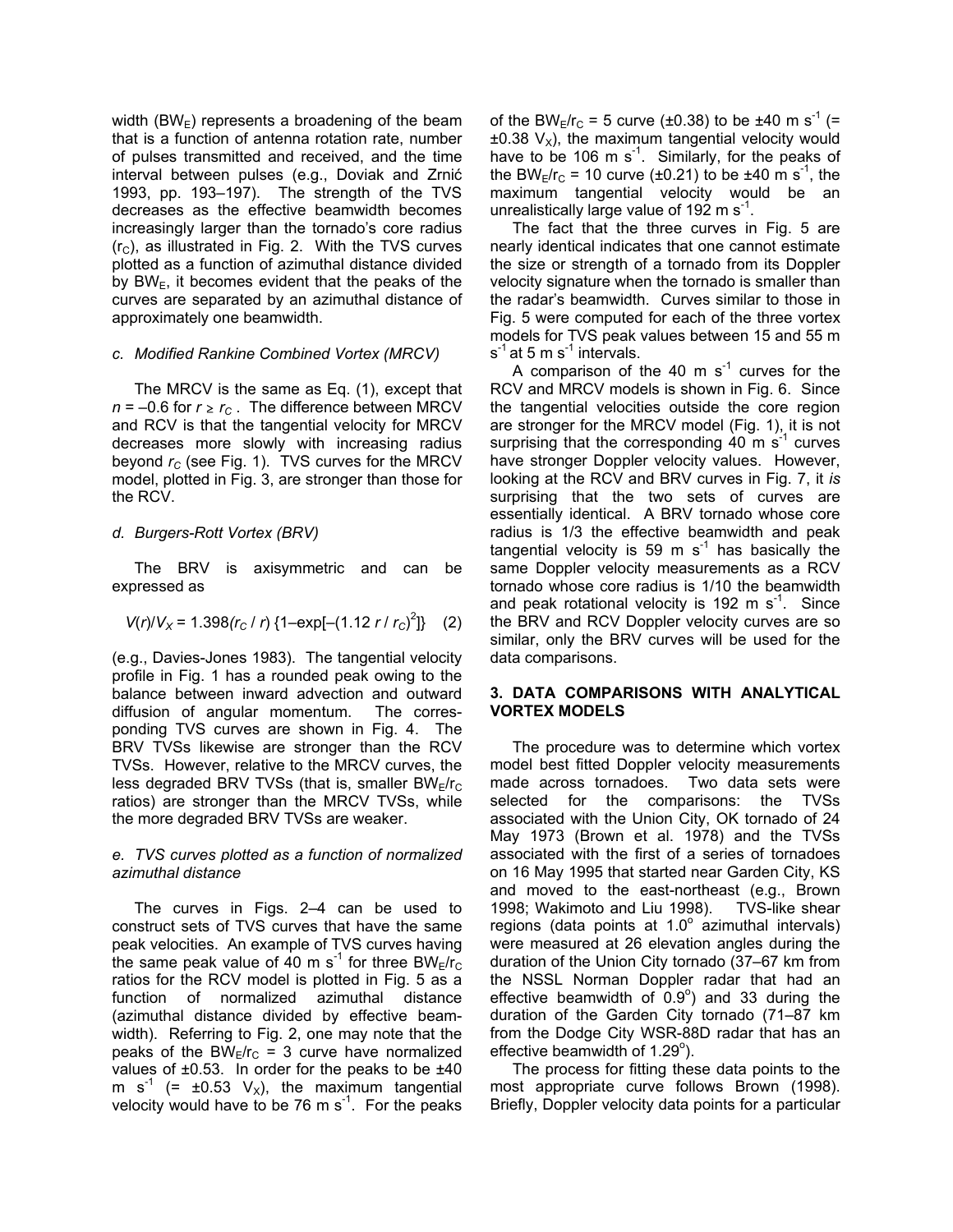width ($BW_E$) represents a broadening of the beam that is a function of antenna rotation rate, number of pulses transmitted and received, and the time interval between pulses (e.g., Doviak and Zrnić 1993, pp. 193–197). The strength of the TVS decreases as the effective beamwidth becomes increasingly larger than the tornado's core radius ($r_C$), as illustrated in Fig. 2. With the TVS curves plotted as a function of azimuthal distance divided by $BW_E$, it becomes evident that the peaks of the curves are separated by an azimuthal distance of approximately one beamwidth.

*c. Modified Rankine Combined Vortex (MRCV)*

The MRCV is the same as Eq. (1), except that $n = -0.6$ for $r \geq r_C$. The difference between MRCV and RCV is that the tangential velocity for MRCV decreases more slowly with increasing radius beyond $r_C$ (see Fig. 1). TVS curves for the MRCV model, plotted in Fig. 3, are stronger than those for the RCV.

*d. Burgers-Rott Vortex (BRV)*

The BRV is axisymmetric and can be expressed as

$$V(r)/V_X = 1.398(r_C / r)\{1-\exp[-(1.12\, r / r_C)^2]\} \quad (2)$$

(e.g., Davies-Jones 1983). The tangential velocity profile in Fig. 1 has a rounded peak owing to the balance between inward advection and outward diffusion of angular momentum. The corresponding TVS curves are shown in Fig. 4. The BRV TVSs likewise are stronger than the RCV TVSs. However, relative to the MRCV curves, the less degraded BRV TVSs (that is, smaller $BW_E/r_C$ ratios) are stronger than the MRCV TVSs, while the more degraded BRV TVSs are weaker.

*e. TVS curves plotted as a function of normalized azimuthal distance*

The curves in Figs. 2–4 can be used to construct sets of TVS curves that have the same peak velocities. An example of TVS curves having the same peak value of 40 m s$^{-1}$ for three $BW_E/r_C$ ratios for the RCV model is plotted in Fig. 5 as a function of normalized azimuthal distance (azimuthal distance divided by effective beamwidth). Referring to Fig. 2, one may note that the peaks of the $BW_E/r_C$ = 3 curve have normalized values of ±0.53. In order for the peaks to be ±40 m s$^{-1}$ (= ±0.53 $V_X$), the maximum tangential velocity would have to be 76 m s$^{-1}$. For the peaks of the $BW_E/r_C$ = 5 curve (±0.38) to be ±40 m s$^{-1}$ (= ±0.38 $V_X$), the maximum tangential velocity would have to be 106 m s$^{-1}$. Similarly, for the peaks of the $BW_E/r_C$ = 10 curve (±0.21) to be ±40 m s$^{-1}$, the maximum tangential velocity would be an unrealistically large value of 192 m s$^{-1}$.

The fact that the three curves in Fig. 5 are nearly identical indicates that one cannot estimate the size or strength of a tornado from its Doppler velocity signature when the tornado is smaller than the radar's beamwidth. Curves similar to those in Fig. 5 were computed for each of the three vortex models for TVS peak values between 15 and 55 m s$^{-1}$ at 5 m s$^{-1}$ intervals.

A comparison of the 40 m s$^{-1}$ curves for the RCV and MRCV models is shown in Fig. 6. Since the tangential velocities outside the core region are stronger for the MRCV model (Fig. 1), it is not surprising that the corresponding 40 m s$^{-1}$ curves have stronger Doppler velocity values. However, looking at the RCV and BRV curves in Fig. 7, it *is* surprising that the two sets of curves are essentially identical. A BRV tornado whose core radius is 1/3 the effective beamwidth and peak tangential velocity is 59 m s$^{-1}$ has basically the same Doppler velocity measurements as a RCV tornado whose core radius is 1/10 the beamwidth and peak rotational velocity is 192 m s$^{-1}$. Since the BRV and RCV Doppler velocity curves are so similar, only the BRV curves will be used for the data comparisons.

## 3. DATA COMPARISONS WITH ANALYTICAL VORTEX MODELS

The procedure was to determine which vortex model best fitted Doppler velocity measurements made across tornadoes. Two data sets were selected for the comparisons: the TVSs associated with the Union City, OK tornado of 24 May 1973 (Brown et al. 1978) and the TVSs associated with the first of a series of tornadoes on 16 May 1995 that started near Garden City, KS and moved to the east-northeast (e.g., Brown 1998; Wakimoto and Liu 1998). TVS-like shear regions (data points at 1.0° azimuthal intervals) were measured at 26 elevation angles during the duration of the Union City tornado (37–67 km from the NSSL Norman Doppler radar that had an effective beamwidth of 0.9°) and 33 during the duration of the Garden City tornado (71–87 km from the Dodge City WSR-88D radar that has an effective beamwidth of 1.29°).

The process for fitting these data points to the most appropriate curve follows Brown (1998). Briefly, Doppler velocity data points for a particular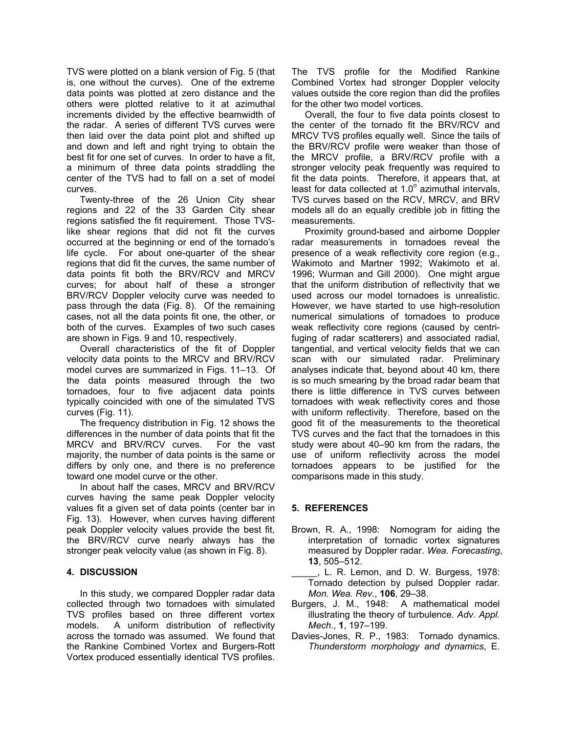TVS were plotted on a blank version of Fig. 5 (that is, one without the curves). One of the extreme data points was plotted at zero distance and the others were plotted relative to it at azimuthal increments divided by the effective beamwidth of the radar. A series of different TVS curves were then laid over the data point plot and shifted up and down and left and right trying to obtain the best fit for one set of curves. In order to have a fit, a minimum of three data points straddling the center of the TVS had to fall on a set of model curves.

Twenty-three of the 26 Union City shear regions and 22 of the 33 Garden City shear regions satisfied the fit requirement. Those TVS-like shear regions that did not fit the curves occurred at the beginning or end of the tornado's life cycle. For about one-quarter of the shear regions that did fit the curves, the same number of data points fit both the BRV/RCV and MRCV curves; for about half of these a stronger BRV/RCV Doppler velocity curve was needed to pass through the data (Fig. 8). Of the remaining cases, not all the data points fit one, the other, or both of the curves. Examples of two such cases are shown in Figs. 9 and 10, respectively.

Overall characteristics of the fit of Doppler velocity data points to the MRCV and BRV/RCV model curves are summarized in Figs. 11–13. Of the data points measured through the two tornadoes, four to five adjacent data points typically coincided with one of the simulated TVS curves (Fig. 11).

The frequency distribution in Fig. 12 shows the differences in the number of data points that fit the MRCV and BRV/RCV curves. For the vast majority, the number of data points is the same or differs by only one, and there is no preference toward one model curve or the other.

In about half the cases, MRCV and BRV/RCV curves having the same peak Doppler velocity values fit a given set of data points (center bar in Fig. 13). However, when curves having different peak Doppler velocity values provide the best fit, the BRV/RCV curve nearly always has the stronger peak velocity value (as shown in Fig. 8).

## 4. DISCUSSION

In this study, we compared Doppler radar data collected through two tornadoes with simulated TVS profiles based on three different vortex models. A uniform distribution of reflectivity across the tornado was assumed. We found that the Rankine Combined Vortex and Burgers-Rott Vortex produced essentially identical TVS profiles. The TVS profile for the Modified Rankine Combined Vortex had stronger Doppler velocity values outside the core region than did the profiles for the other two model vortices.

Overall, the four to five data points closest to the center of the tornado fit the BRV/RCV and MRCV TVS profiles equally well. Since the tails of the BRV/RCV profile were weaker than those of the MRCV profile, a BRV/RCV profile with a stronger velocity peak frequently was required to fit the data points. Therefore, it appears that, at least for data collected at $1.0^{\circ}$ azimuthal intervals, TVS curves based on the RCV, MRCV, and BRV models all do an equally credible job in fitting the measurements.

Proximity ground-based and airborne Doppler radar measurements in tornadoes reveal the presence of a weak reflectivity core region (e.g., Wakimoto and Martner 1992; Wakimoto et al. 1996; Wurman and Gill 2000). One might argue that the uniform distribution of reflectivity that we used across our model tornadoes is unrealistic. However, we have started to use high-resolution numerical simulations of tornadoes to produce weak reflectivity core regions (caused by centrifuging of radar scatterers) and associated radial, tangential, and vertical velocity fields that we can scan with our simulated radar. Preliminary analyses indicate that, beyond about 40 km, there is so much smearing by the broad radar beam that there is little difference in TVS curves between tornadoes with weak reflectivity cores and those with uniform reflectivity. Therefore, based on the good fit of the measurements to the theoretical TVS curves and the fact that the tornadoes in this study were about 40–90 km from the radars, the use of uniform reflectivity across the model tornadoes appears to be justified for the comparisons made in this study.

## 5. REFERENCES

Brown, R. A., 1998: Nomogram for aiding the interpretation of tornadic vortex signatures measured by Doppler radar. *Wea. Forecasting*, **13**, 505–512.

_____, L. R. Lemon, and D. W. Burgess, 1978: Tornado detection by pulsed Doppler radar. *Mon. Wea. Rev*., **106**, 29–38.

Burgers, J. M., 1948: A mathematical model illustrating the theory of turbulence. *Adv. Appl. Mech*., **1**, 197–199.

Davies-Jones, R. P., 1983: Tornado dynamics. *Thunderstorm morphology and dynamics*, E.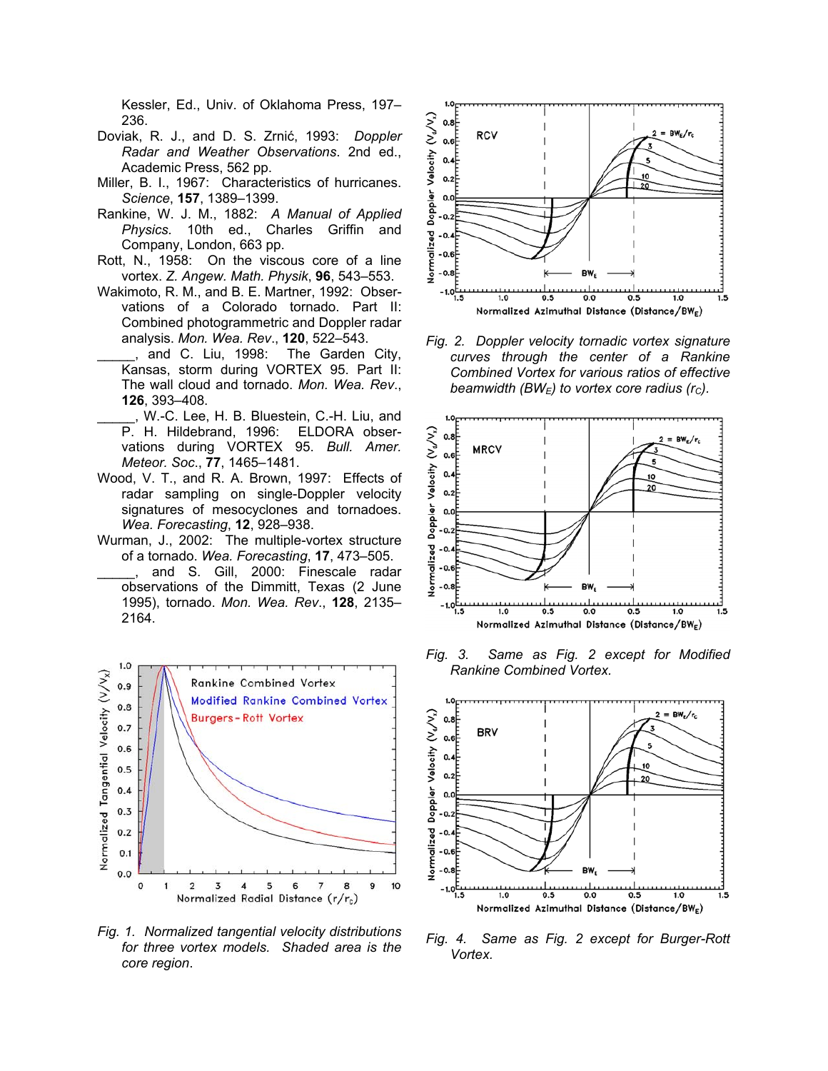Kessler, Ed., Univ. of Oklahoma Press, 197–236.

Doviak, R. J., and D. S. Zrnić, 1993: *Doppler Radar and Weather Observations*. 2nd ed., Academic Press, 562 pp.

Miller, B. I., 1967: Characteristics of hurricanes. *Science*, **157**, 1389–1399.

Rankine, W. J. M., 1882: *A Manual of Applied Physics*. 10th ed., Charles Griffin and Company, London, 663 pp.

Rott, N., 1958: On the viscous core of a line vortex. *Z. Angew. Math. Physik*, **96**, 543–553.

Wakimoto, R. M., and B. E. Martner, 1992: Observations of a Colorado tornado. Part II: Combined photogrammetric and Doppler radar analysis. *Mon. Wea. Rev*., **120**, 522–543.

_____, and C. Liu, 1998: The Garden City, Kansas, storm during VORTEX 95. Part II: The wall cloud and tornado. *Mon. Wea. Rev*., **126**, 393–408.

_____, W.-C. Lee, H. B. Bluestein, C.-H. Liu, and P. H. Hildebrand, 1996: ELDORA observations during VORTEX 95. *Bull. Amer. Meteor. Soc*., **77**, 1465–1481.

Wood, V. T., and R. A. Brown, 1997: Effects of radar sampling on single-Doppler velocity signatures of mesocyclones and tornadoes. *Wea. Forecasting*, **12**, 928–938.

Wurman, J., 2002: The multiple-vortex structure of a tornado. *Wea. Forecasting*, **17**, 473–505.

_____, and S. Gill, 2000: Finescale radar observations of the Dimmitt, Texas (2 June 1995), tornado. *Mon. Wea. Rev*., **128**, 2135–2164.

*Fig. 1. Normalized tangential velocity distributions for three vortex models. Shaded area is the core region.*

*Fig. 2. Doppler velocity tornadic vortex signature curves through the center of a Rankine Combined Vortex for various ratios of effective beamwidth ($BW_E$) to vortex core radius ($r_C$).*

*Fig. 3. Same as Fig. 2 except for Modified Rankine Combined Vortex.*

*Fig. 4. Same as Fig. 2 except for Burger-Rott Vortex.*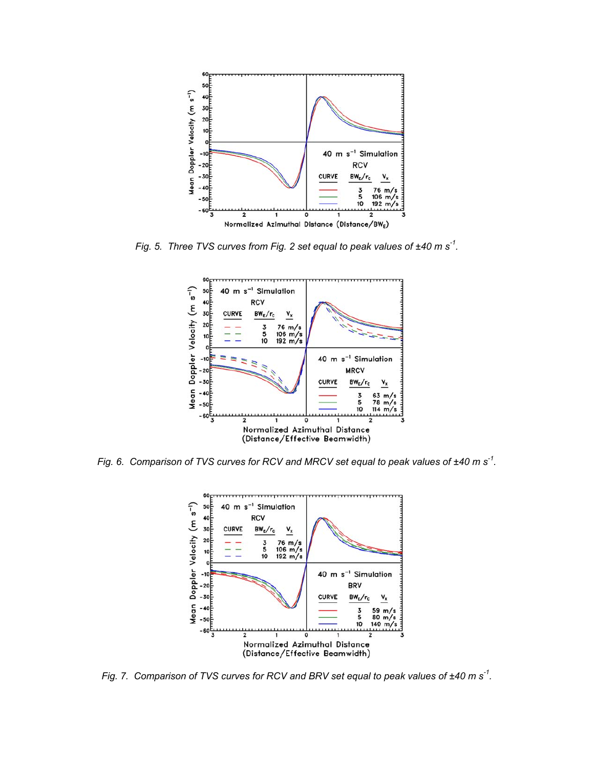*Fig. 5. Three TVS curves from Fig. 2 set equal to peak values of ±40 m s$^{-1}$.*

*Fig. 6. Comparison of TVS curves for RCV and MRCV set equal to peak values of ±40 m s$^{-1}$.*

*Fig. 7. Comparison of TVS curves for RCV and BRV set equal to peak values of ±40 m s$^{-1}$.*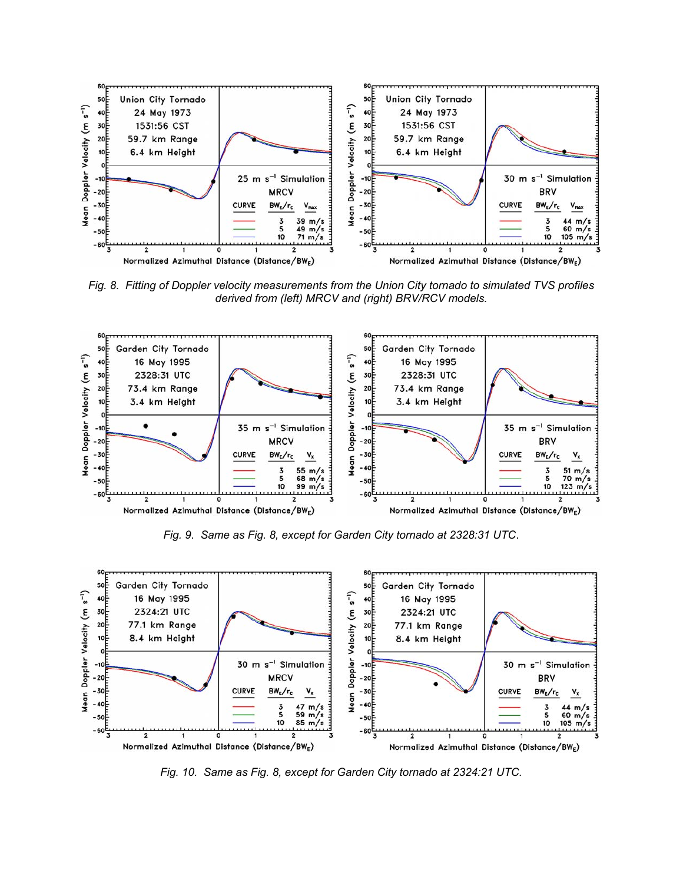*Fig. 8. Fitting of Doppler velocity measurements from the Union City tornado to simulated TVS profiles derived from (left) MRCV and (right) BRV/RCV models.*

*Fig. 9. Same as Fig. 8, except for Garden City tornado at 2328:31 UTC.*

*Fig. 10. Same as Fig. 8, except for Garden City tornado at 2324:21 UTC.*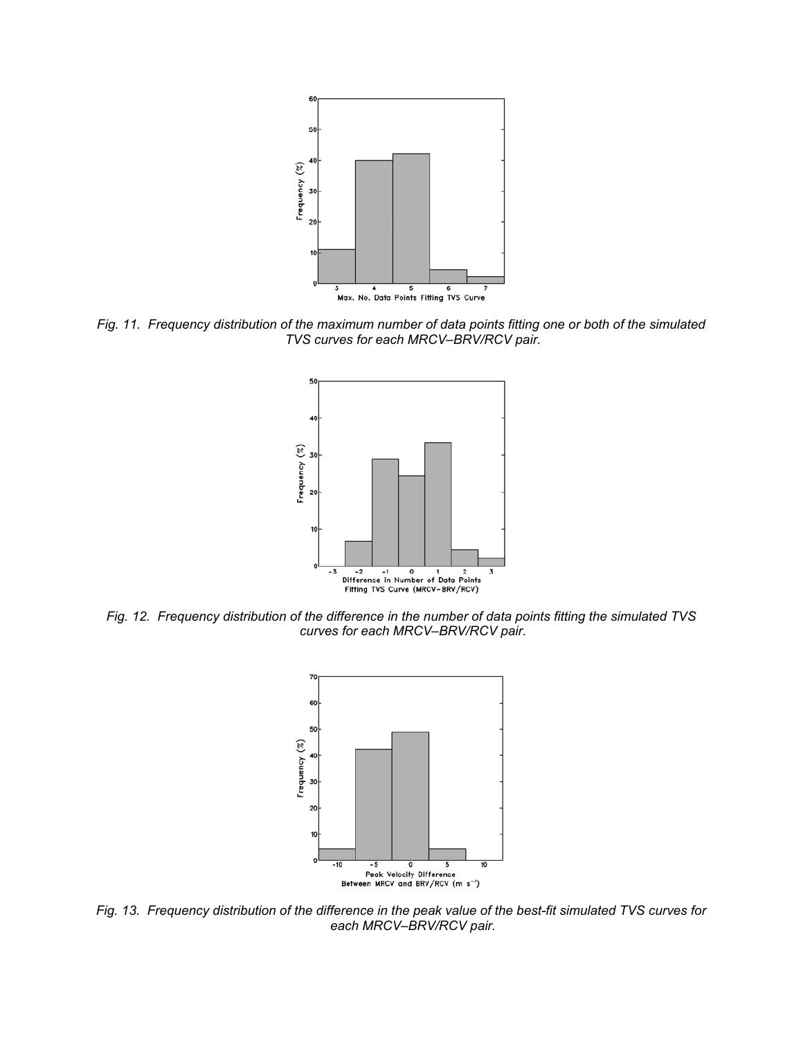60
50
40
30
20
10
0
Frequency (%)
3
4
5
6
7
Max. No. Data Points Fitting TVS Curve

*Fig. 11. Frequency distribution of the maximum number of data points fitting one or both of the simulated TVS curves for each MRCV–BRV/RCV pair.*

50
40
30
20
10
0
Frequency (%)
-3
-2
-1
0
1
2
3
Difference in Number of Data Points
Fitting TVS Curve (MRCV-BRV/RCV)

*Fig. 12. Frequency distribution of the difference in the number of data points fitting the simulated TVS curves for each MRCV–BRV/RCV pair.*

70
60
50
40
30
20
10
0
Frequency (%)
-10
-5
0
5
10
Peak Velocity Difference
Between MRCV and BRV/RCV (m s$^{-1}$)

*Fig. 13. Frequency distribution of the difference in the peak value of the best-fit simulated TVS curves for each MRCV–BRV/RCV pair.*